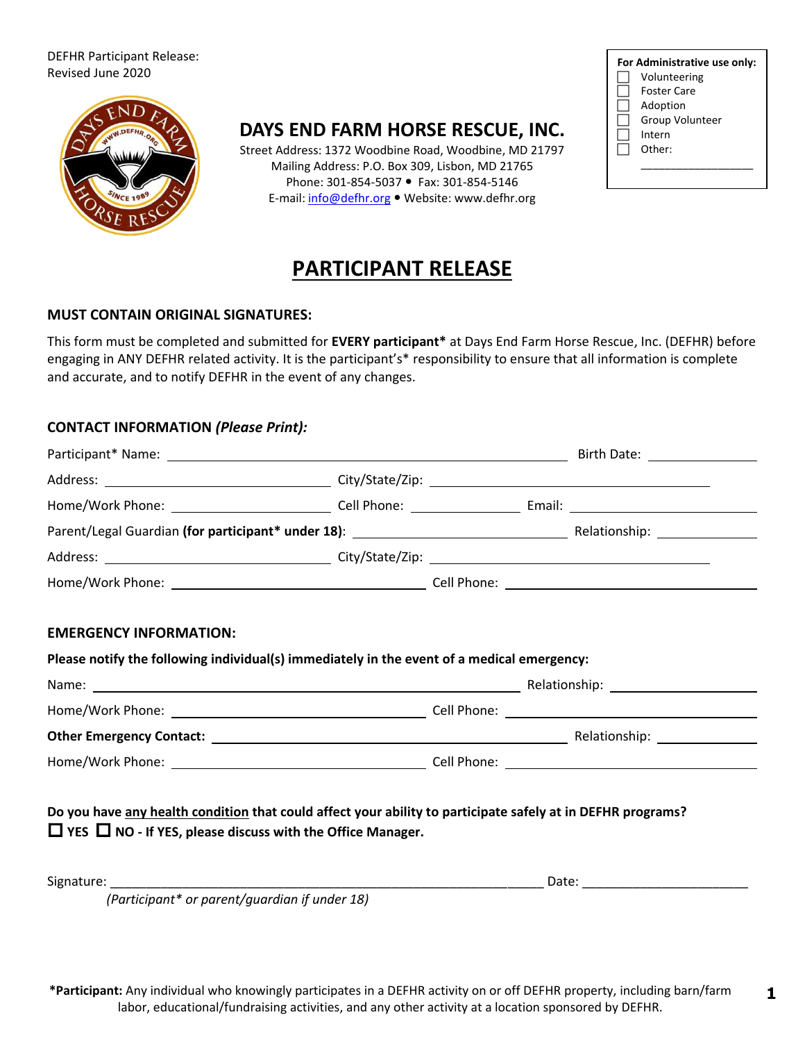DEFHR Participant Release:
Revised June 2020

**For Administrative use only:**
- ☐ Volunteering
- ☐ Foster Care
- ☐ Adoption
- ☐ Group Volunteer
- ☐ Intern
- ☐ Other: ___________________

# DAYS END FARM HORSE RESCUE, INC.

Street Address: 1372 Woodbine Road, Woodbine, MD 21797
Mailing Address: P.O. Box 309, Lisbon, MD 21765
Phone: 301-854-5037 • Fax: 301-854-5146
E-mail: info@defhr.org • Website: www.defhr.org

## PARTICIPANT RELEASE

**MUST CONTAIN ORIGINAL SIGNATURES:**

This form must be completed and submitted for **EVERY participant*** at Days End Farm Horse Rescue, Inc. (DEFHR) before engaging in ANY DEFHR related activity. It is the participant's* responsibility to ensure that all information is complete and accurate, and to notify DEFHR in the event of any changes.

**CONTACT INFORMATION *(Please Print):***

Participant* Name: ______________________________ Birth Date: ______________

Address: ______________________ City/State/Zip: ______________________

Home/Work Phone: ______________ Cell Phone: ______________ Email: ______________

Parent/Legal Guardian **(for participant* under 18)**: ______________________ Relationship: ______________

Address: ______________________ City/State/Zip: ______________________

Home/Work Phone: ______________________ Cell Phone: ______________________

**EMERGENCY INFORMATION:**

**Please notify the following individual(s) immediately in the event of a medical emergency:**

Name: ______________________________ Relationship: ______________

Home/Work Phone: ______________________ Cell Phone: ______________________

**Other Emergency Contact:** ______________________ Relationship: ______________

Home/Work Phone: ______________________ Cell Phone: ______________________

**Do you have any health condition that could affect your ability to participate safely at in DEFHR programs?**
**☐ YES ☐ NO - If YES, please discuss with the Office Manager.**

Signature: ______________________________________________ Date: ______________________
*(Participant* or parent/guardian if under 18)*

***Participant:** Any individual who knowingly participates in a DEFHR activity on or off DEFHR property, including barn/farm labor, educational/fundraising activities, and any other activity at a location sponsored by DEFHR.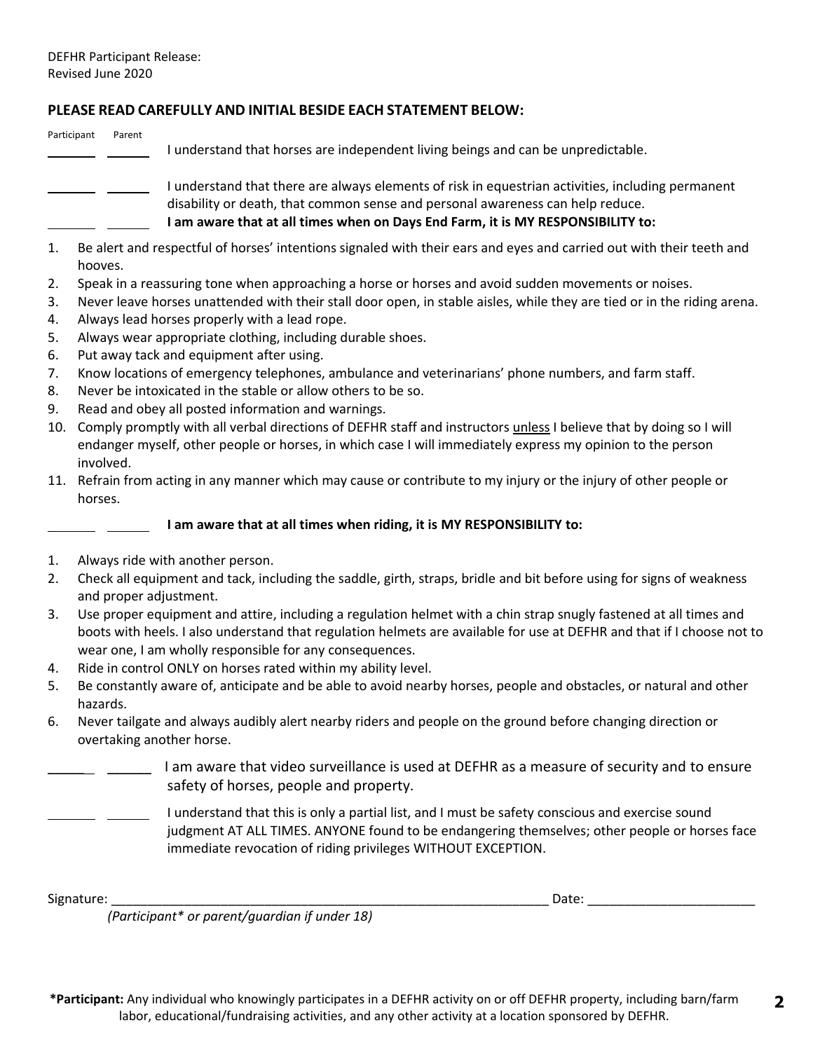DEFHR Participant Release:
Revised June 2020

**PLEASE READ CAREFULLY AND INITIAL BESIDE EACH STATEMENT BELOW:**

| Participant | Parent | |
|---|---|---|
| ______ | ______ | I understand that horses are independent living beings and can be unpredictable. |
| ______ | ______ | I understand that there are always elements of risk in equestrian activities, including permanent disability or death, that common sense and personal awareness can help reduce. |
| ______ | ______ | **I am aware that at all times when on Days End Farm, it is MY RESPONSIBILITY to:** |

1. Be alert and respectful of horses' intentions signaled with their ears and eyes and carried out with their teeth and hooves.
2. Speak in a reassuring tone when approaching a horse or horses and avoid sudden movements or noises.
3. Never leave horses unattended with their stall door open, in stable aisles, while they are tied or in the riding arena.
4. Always lead horses properly with a lead rope.
5. Always wear appropriate clothing, including durable shoes.
6. Put away tack and equipment after using.
7. Know locations of emergency telephones, ambulance and veterinarians' phone numbers, and farm staff.
8. Never be intoxicated in the stable or allow others to be so.
9. Read and obey all posted information and warnings.
10. Comply promptly with all verbal directions of DEFHR staff and instructors unless I believe that by doing so I will endanger myself, other people or horses, in which case I will immediately express my opinion to the person involved.
11. Refrain from acting in any manner which may cause or contribute to my injury or the injury of other people or horses.

______ ______ **I am aware that at all times when riding, it is MY RESPONSIBILITY to:**

1. Always ride with another person.
2. Check all equipment and tack, including the saddle, girth, straps, bridle and bit before using for signs of weakness and proper adjustment.
3. Use proper equipment and attire, including a regulation helmet with a chin strap snugly fastened at all times and boots with heels. I also understand that regulation helmets are available for use at DEFHR and that if I choose not to wear one, I am wholly responsible for any consequences.
4. Ride in control ONLY on horses rated within my ability level.
5. Be constantly aware of, anticipate and be able to avoid nearby horses, people and obstacles, or natural and other hazards.
6. Never tailgate and always audibly alert nearby riders and people on the ground before changing direction or overtaking another horse.

______ ______ I am aware that video surveillance is used at DEFHR as a measure of security and to ensure safety of horses, people and property.

______ ______ I understand that this is only a partial list, and I must be safety conscious and exercise sound judgment AT ALL TIMES. ANYONE found to be endangering themselves; other people or horses face immediate revocation of riding privileges WITHOUT EXCEPTION.

Signature: ______________________________________________ Date: ____________________
*(Participant* or parent/guardian if under 18)*

***Participant:** Any individual who knowingly participates in a DEFHR activity on or off DEFHR property, including barn/farm labor, educational/fundraising activities, and any other activity at a location sponsored by DEFHR.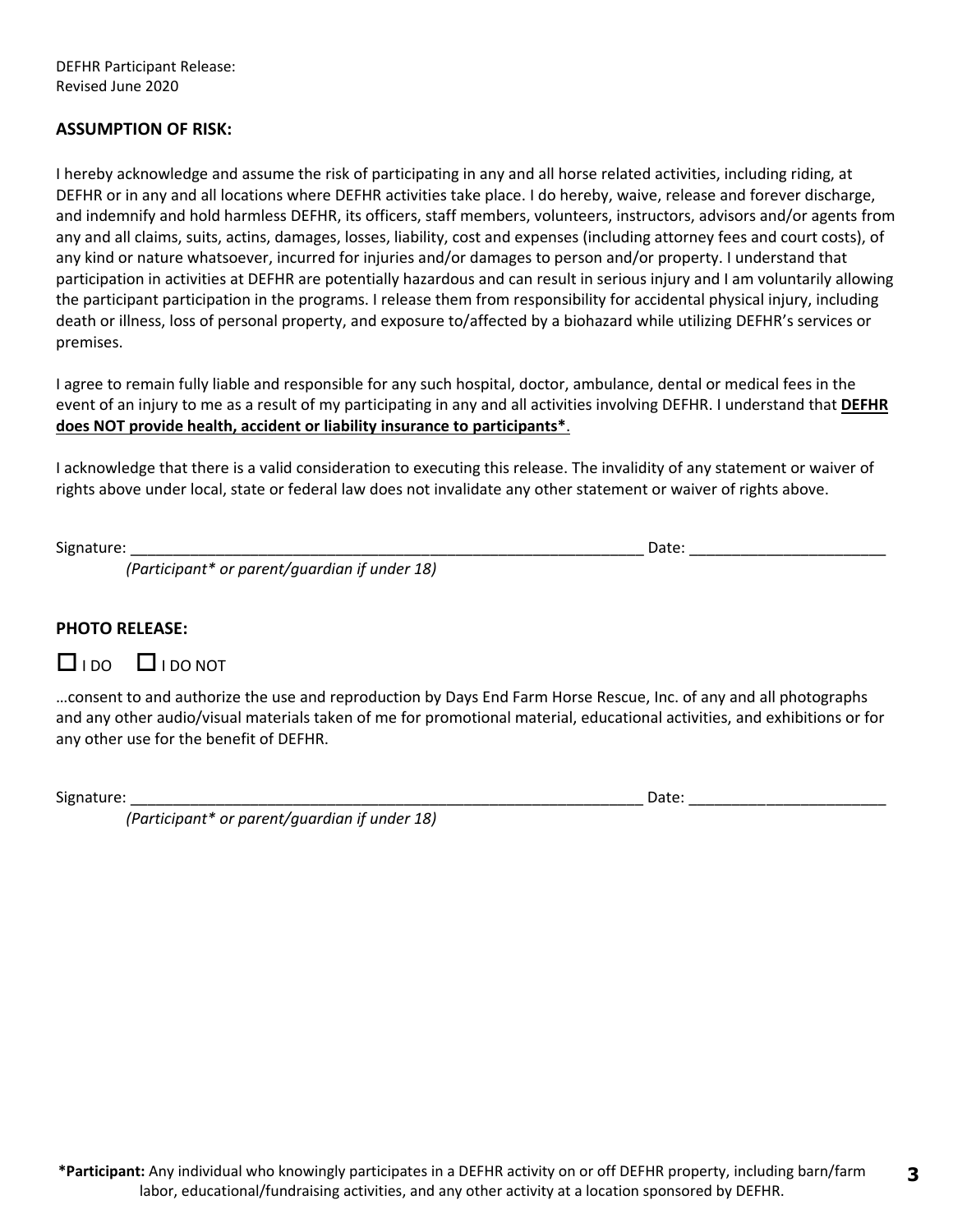DEFHR Participant Release:
Revised June 2020

**ASSUMPTION OF RISK:**

I hereby acknowledge and assume the risk of participating in any and all horse related activities, including riding, at DEFHR or in any and all locations where DEFHR activities take place. I do hereby, waive, release and forever discharge, and indemnify and hold harmless DEFHR, its officers, staff members, volunteers, instructors, advisors and/or agents from any and all claims, suits, actins, damages, losses, liability, cost and expenses (including attorney fees and court costs), of any kind or nature whatsoever, incurred for injuries and/or damages to person and/or property. I understand that participation in activities at DEFHR are potentially hazardous and can result in serious injury and I am voluntarily allowing the participant participation in the programs. I release them from responsibility for accidental physical injury, including death or illness, loss of personal property, and exposure to/affected by a biohazard while utilizing DEFHR's services or premises.

I agree to remain fully liable and responsible for any such hospital, doctor, ambulance, dental or medical fees in the event of an injury to me as a result of my participating in any and all activities involving DEFHR. I understand that **DEFHR does NOT provide health, accident or liability insurance to participants***.

I acknowledge that there is a valid consideration to executing this release. The invalidity of any statement or waiver of rights above under local, state or federal law does not invalidate any other statement or waiver of rights above.

Signature: ______________________________________________________________ Date: _______________________
*(Participant* or parent/guardian if under 18)*

**PHOTO RELEASE:**

☐ I DO ☐ I DO NOT

…consent to and authorize the use and reproduction by Days End Farm Horse Rescue, Inc. of any and all photographs and any other audio/visual materials taken of me for promotional material, educational activities, and exhibitions or for any other use for the benefit of DEFHR.

Signature: ______________________________________________________________ Date: _______________________
*(Participant* or parent/guardian if under 18)*

***Participant:** Any individual who knowingly participates in a DEFHR activity on or off DEFHR property, including barn/farm labor, educational/fundraising activities, and any other activity at a location sponsored by DEFHR.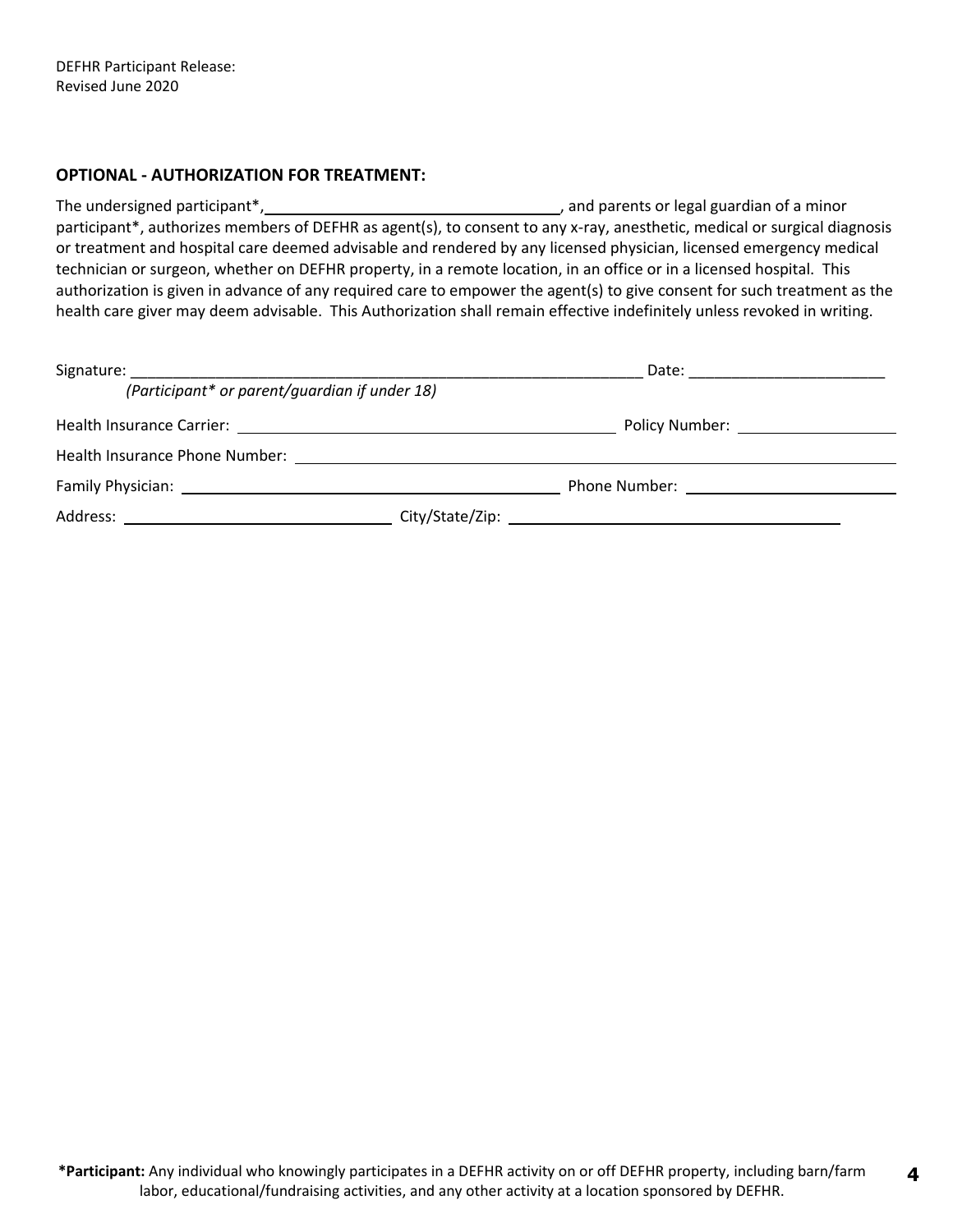**OPTIONAL - AUTHORIZATION FOR TREATMENT:**

The undersigned participant*, ___________________________________, and parents or legal guardian of a minor participant*, authorizes members of DEFHR as agent(s), to consent to any x-ray, anesthetic, medical or surgical diagnosis or treatment and hospital care deemed advisable and rendered by any licensed physician, licensed emergency medical technician or surgeon, whether on DEFHR property, in a remote location, in an office or in a licensed hospital. This authorization is given in advance of any required care to empower the agent(s) to give consent for such treatment as the health care giver may deem advisable. This Authorization shall remain effective indefinitely unless revoked in writing.

Signature: _______________________________________________________________ Date: ________________________

*(Participant* or parent/guardian if under 18)*

Health Insurance Carrier: ____________________________________________ Policy Number: ___________________

Health Insurance Phone Number: _______________________________________________________________________

Family Physician: ________________________________________________ Phone Number: _________________________

Address: _________________________________ City/State/Zip: ________________________________________

**\*Participant:** Any individual who knowingly participates in a DEFHR activity on or off DEFHR property, including barn/farm labor, educational/fundraising activities, and any other activity at a location sponsored by DEFHR.